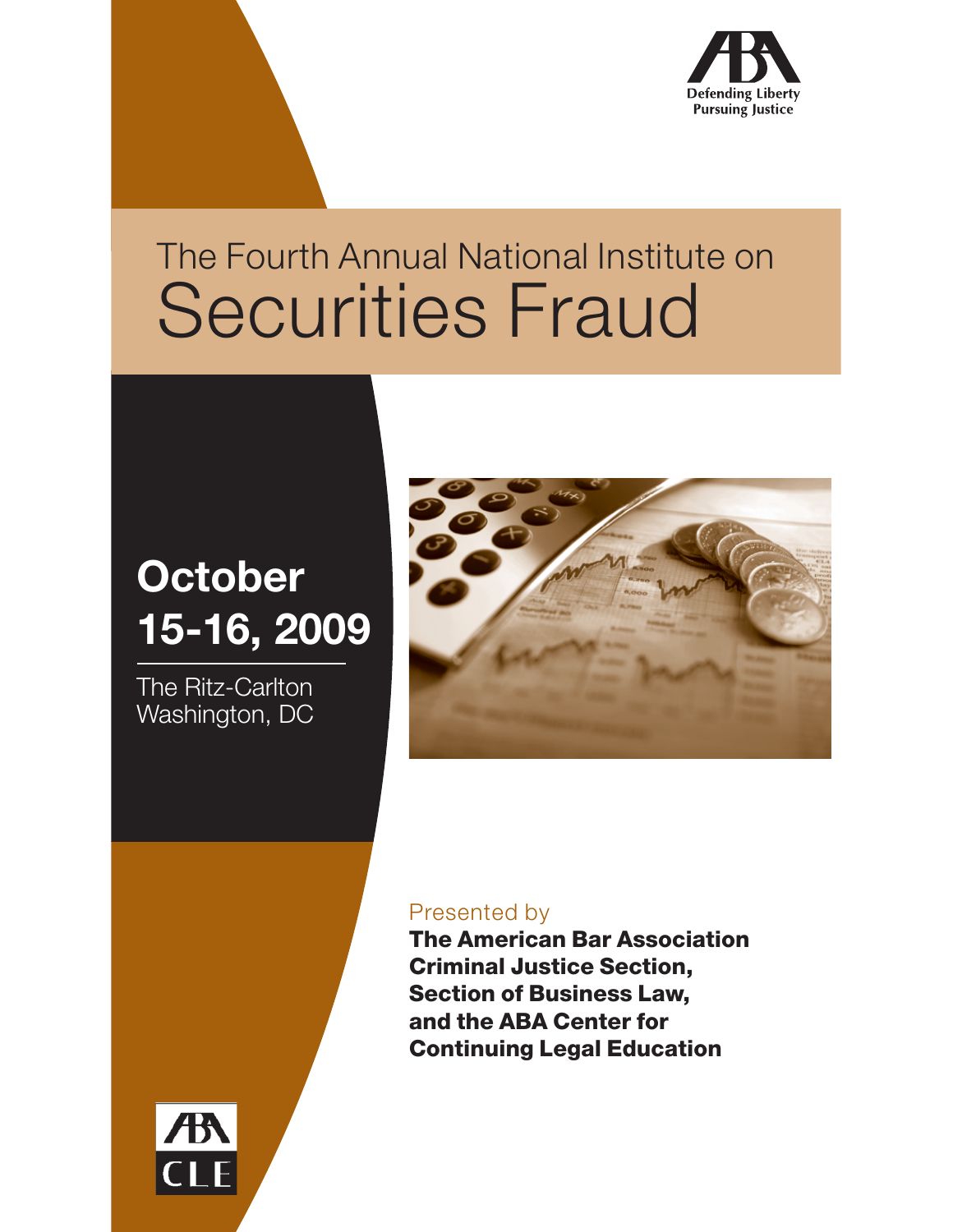Defending Liberty
Pursuing Justice

# The Fourth Annual National Institute on Securities Fraud

## October 15-16, 2009

The Ritz-Carlton
Washington, DC

Presented by

**The American Bar Association Criminal Justice Section, Section of Business Law, and the ABA Center for Continuing Legal Education**

ABA CLE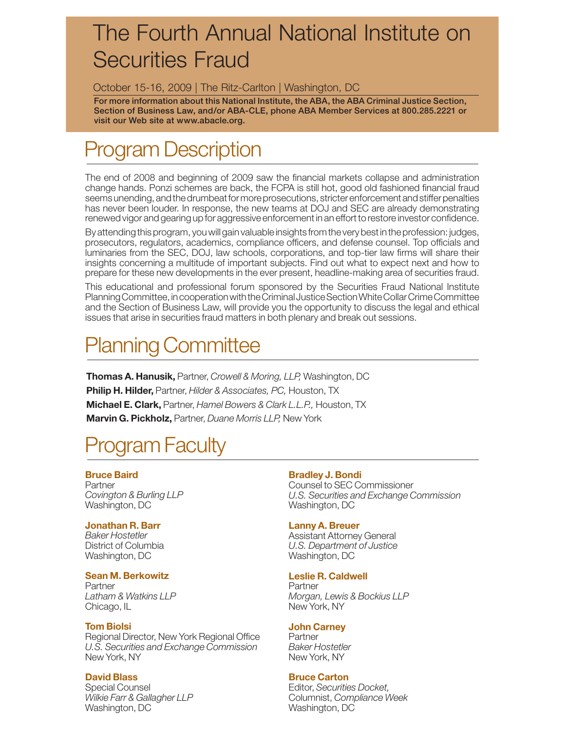# The Fourth Annual National Institute on Securities Fraud

October 15-16, 2009 | The Ritz-Carlton | Washington, DC

**For more information about this National Institute, the ABA, the ABA Criminal Justice Section, Section of Business Law, and/or ABA-CLE, phone ABA Member Services at 800.285.2221 or visit our Web site at www.abacle.org.**

## Program Description

The end of 2008 and beginning of 2009 saw the financial markets collapse and administration change hands. Ponzi schemes are back, the FCPA is still hot, good old fashioned financial fraud seems unending, and the drumbeat for more prosecutions, stricter enforcement and stiffer penalties has never been louder. In response, the new teams at DOJ and SEC are already demonstrating renewed vigor and gearing up for aggressive enforcement in an effort to restore investor confidence.

By attending this program, you will gain valuable insights from the very best in the profession: judges, prosecutors, regulators, academics, compliance officers, and defense counsel. Top officials and luminaries from the SEC, DOJ, law schools, corporations, and top-tier law firms will share their insights concerning a multitude of important subjects. Find out what to expect next and how to prepare for these new developments in the ever present, headline-making area of securities fraud.

This educational and professional forum sponsored by the Securities Fraud National Institute Planning Committee, in cooperation with the Criminal Justice Section White Collar Crime Committee and the Section of Business Law, will provide you the opportunity to discuss the legal and ethical issues that arise in securities fraud matters in both plenary and break out sessions.

## Planning Committee

**Thomas A. Hanusik,** Partner, *Crowell & Moring, LLP,* Washington, DC
**Philip H. Hilder,** Partner, *Hilder & Associates, PC,* Houston, TX
**Michael E. Clark,** Partner, *Hamel Bowers & Clark L.L.P.,* Houston, TX
**Marvin G. Pickholz,** Partner, *Duane Morris LLP,* New York

## Program Faculty

**Bruce Baird**
Partner
*Covington & Burling LLP*
Washington, DC

**Jonathan R. Barr**
*Baker Hostetler*
District of Columbia
Washington, DC

**Sean M. Berkowitz**
Partner
*Latham & Watkins LLP*
Chicago, IL

**Tom Biolsi**
Regional Director, New York Regional Office
*U.S. Securities and Exchange Commission*
New York, NY

**David Blass**
Special Counsel
*Wilkie Farr & Gallagher LLP*
Washington, DC

**Bradley J. Bondi**
Counsel to SEC Commissioner
*U.S. Securities and Exchange Commission*
Washington, DC

**Lanny A. Breuer**
Assistant Attorney General
*U.S. Department of Justice*
Washington, DC

**Leslie R. Caldwell**
Partner
*Morgan, Lewis & Bockius LLP*
New York, NY

**John Carney**
Partner
*Baker Hostetler*
New York, NY

**Bruce Carton**
Editor, *Securities Docket,*
Columnist, *Compliance Week*
Washington, DC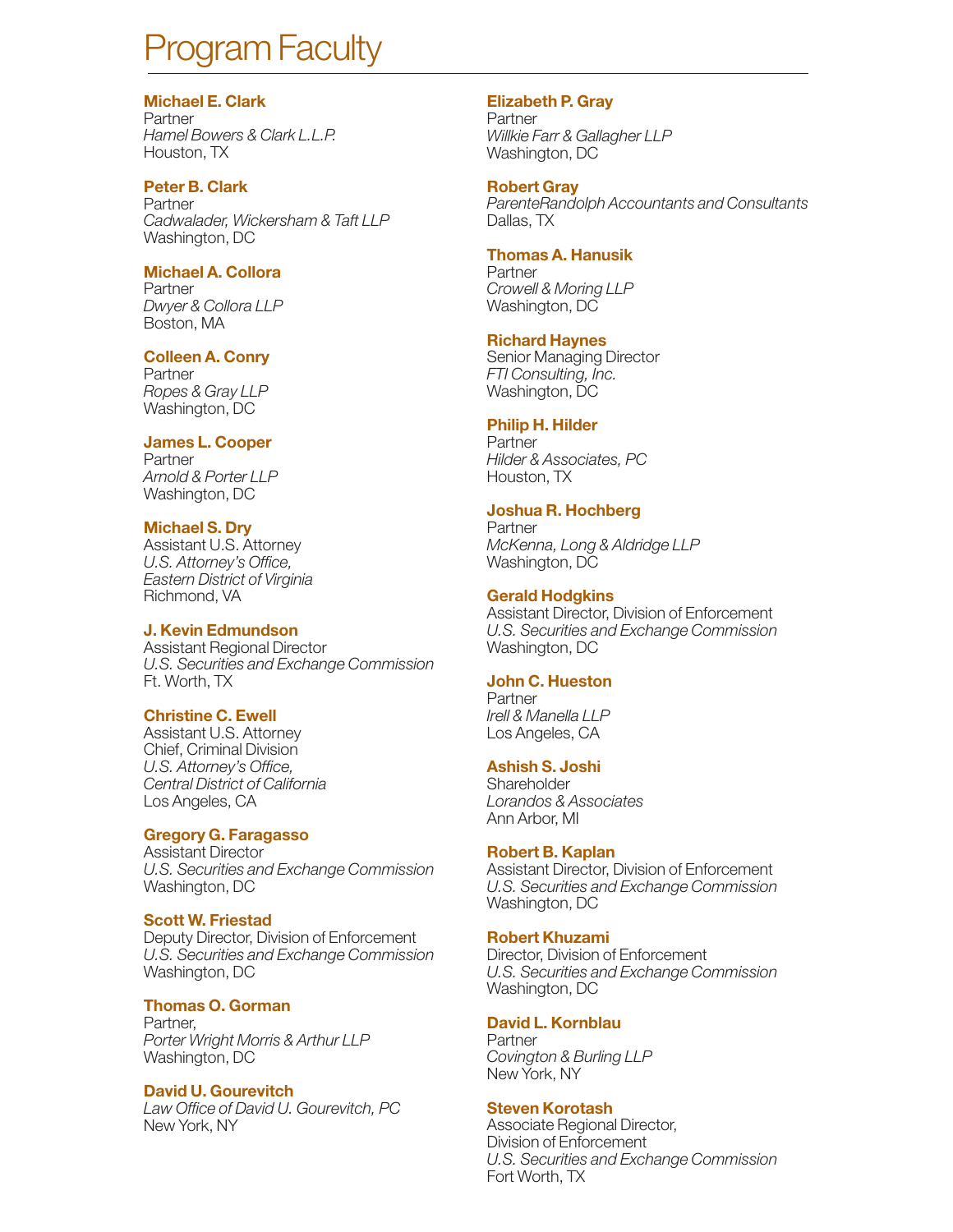# Program Faculty

**Michael E. Clark**
Partner
*Hamel Bowers & Clark L.L.P.*
Houston, TX

**Peter B. Clark**
Partner
*Cadwalader, Wickersham & Taft LLP*
Washington, DC

**Michael A. Collora**
Partner
*Dwyer & Collora LLP*
Boston, MA

**Colleen A. Conry**
Partner
*Ropes & Gray LLP*
Washington, DC

**James L. Cooper**
Partner
*Arnold & Porter LLP*
Washington, DC

**Michael S. Dry**
Assistant U.S. Attorney
*U.S. Attorney's Office,*
*Eastern District of Virginia*
Richmond, VA

**J. Kevin Edmundson**
Assistant Regional Director
*U.S. Securities and Exchange Commission*
Ft. Worth, TX

**Christine C. Ewell**
Assistant U.S. Attorney
Chief, Criminal Division
*U.S. Attorney's Office,*
*Central District of California*
Los Angeles, CA

**Gregory G. Faragasso**
Assistant Director
*U.S. Securities and Exchange Commission*
Washington, DC

**Scott W. Friestad**
Deputy Director, Division of Enforcement
*U.S. Securities and Exchange Commission*
Washington, DC

**Thomas O. Gorman**
Partner,
*Porter Wright Morris & Arthur LLP*
Washington, DC

**David U. Gourevitch**
*Law Office of David U. Gourevitch, PC*
New York, NY

**Elizabeth P. Gray**
Partner
*Willkie Farr & Gallagher LLP*
Washington, DC

**Robert Gray**
*ParenteRandolph Accountants and Consultants*
Dallas, TX

**Thomas A. Hanusik**
Partner
*Crowell & Moring LLP*
Washington, DC

**Richard Haynes**
Senior Managing Director
*FTI Consulting, Inc.*
Washington, DC

**Philip H. Hilder**
Partner
*Hilder & Associates, PC*
Houston, TX

**Joshua R. Hochberg**
Partner
*McKenna, Long & Aldridge LLP*
Washington, DC

**Gerald Hodgkins**
Assistant Director, Division of Enforcement
*U.S. Securities and Exchange Commission*
Washington, DC

**John C. Hueston**
Partner
*Irell & Manella LLP*
Los Angeles, CA

**Ashish S. Joshi**
Shareholder
*Lorandos & Associates*
Ann Arbor, MI

**Robert B. Kaplan**
Assistant Director, Division of Enforcement
*U.S. Securities and Exchange Commission*
Washington, DC

**Robert Khuzami**
Director, Division of Enforcement
*U.S. Securities and Exchange Commission*
Washington, DC

**David L. Kornblau**
Partner
*Covington & Burling LLP*
New York, NY

**Steven Korotash**
Associate Regional Director,
Division of Enforcement
*U.S. Securities and Exchange Commission*
Fort Worth, TX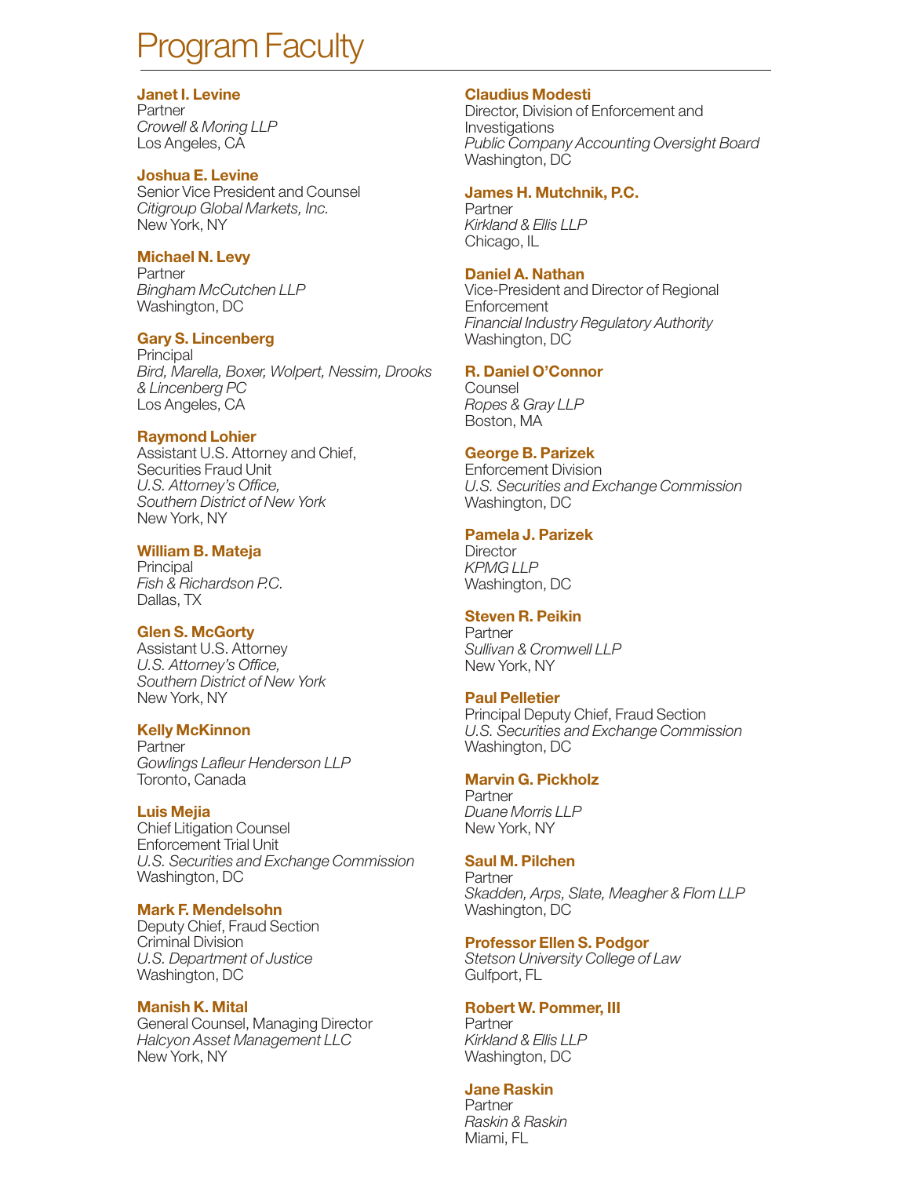# Program Faculty

**Janet I. Levine**
Partner
*Crowell & Moring LLP*
Los Angeles, CA

**Joshua E. Levine**
Senior Vice President and Counsel
*Citigroup Global Markets, Inc.*
New York, NY

**Michael N. Levy**
Partner
*Bingham McCutchen LLP*
Washington, DC

**Gary S. Lincenberg**
Principal
*Bird, Marella, Boxer, Wolpert, Nessim, Drooks & Lincenberg PC*
Los Angeles, CA

**Raymond Lohier**
Assistant U.S. Attorney and Chief, Securities Fraud Unit
*U.S. Attorney's Office, Southern District of New York*
New York, NY

**William B. Mateja**
Principal
*Fish & Richardson P.C.*
Dallas, TX

**Glen S. McGorty**
Assistant U.S. Attorney
*U.S. Attorney's Office, Southern District of New York*
New York, NY

**Kelly McKinnon**
Partner
*Gowlings Lafleur Henderson LLP*
Toronto, Canada

**Luis Mejia**
Chief Litigation Counsel
Enforcement Trial Unit
*U.S. Securities and Exchange Commission*
Washington, DC

**Mark F. Mendelsohn**
Deputy Chief, Fraud Section
Criminal Division
*U.S. Department of Justice*
Washington, DC

**Manish K. Mital**
General Counsel, Managing Director
*Halcyon Asset Management LLC*
New York, NY

**Claudius Modesti**
Director, Division of Enforcement and Investigations
*Public Company Accounting Oversight Board*
Washington, DC

**James H. Mutchnik, P.C.**
Partner
*Kirkland & Ellis LLP*
Chicago, IL

**Daniel A. Nathan**
Vice-President and Director of Regional Enforcement
*Financial Industry Regulatory Authority*
Washington, DC

**R. Daniel O'Connor**
Counsel
*Ropes & Gray LLP*
Boston, MA

**George B. Parizek**
Enforcement Division
*U.S. Securities and Exchange Commission*
Washington, DC

**Pamela J. Parizek**
Director
*KPMG LLP*
Washington, DC

**Steven R. Peikin**
Partner
*Sullivan & Cromwell LLP*
New York, NY

**Paul Pelletier**
Principal Deputy Chief, Fraud Section
*U.S. Securities and Exchange Commission*
Washington, DC

**Marvin G. Pickholz**
Partner
*Duane Morris LLP*
New York, NY

**Saul M. Pilchen**
Partner
*Skadden, Arps, Slate, Meagher & Flom LLP*
Washington, DC

**Professor Ellen S. Podgor**
*Stetson University College of Law*
Gulfport, FL

**Robert W. Pommer, III**
Partner
*Kirkland & Ellis LLP*
Washington, DC

**Jane Raskin**
Partner
*Raskin & Raskin*
Miami, FL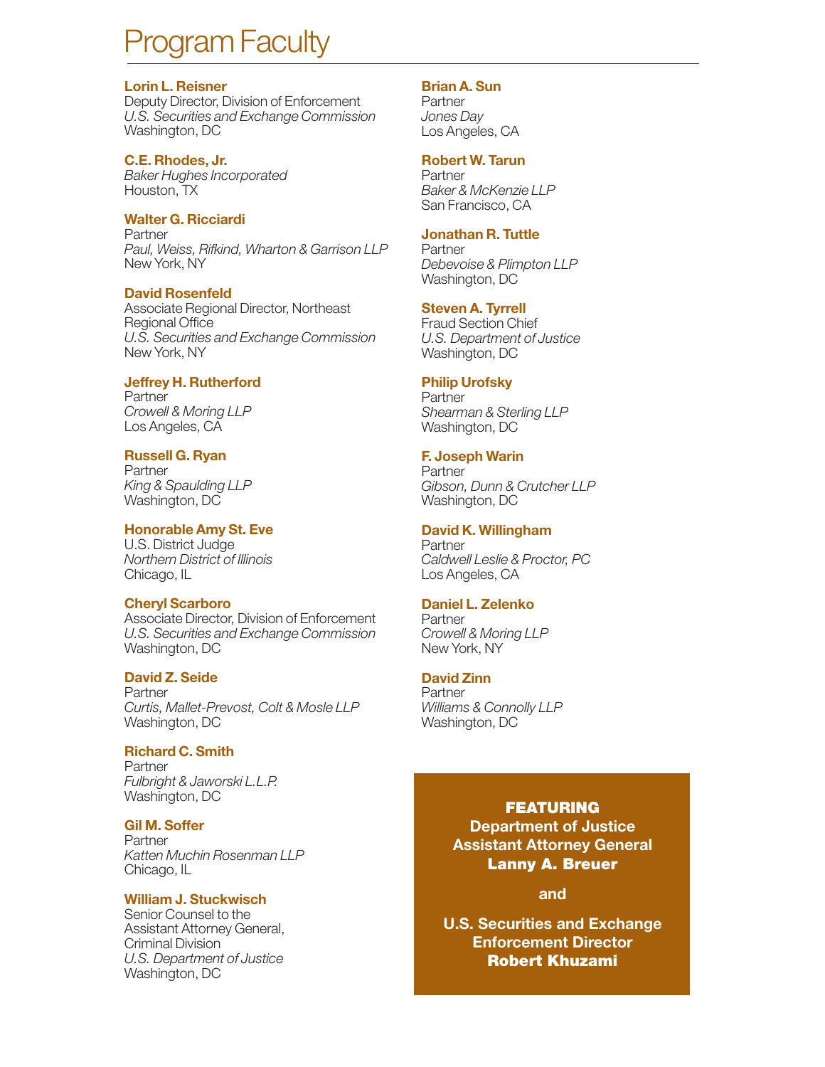# Program Faculty

**Lorin L. Reisner**
Deputy Director, Division of Enforcement
*U.S. Securities and Exchange Commission*
Washington, DC

**C.E. Rhodes, Jr.**
*Baker Hughes Incorporated*
Houston, TX

**Walter G. Ricciardi**
Partner
*Paul, Weiss, Rifkind, Wharton & Garrison LLP*
New York, NY

**David Rosenfeld**
Associate Regional Director, Northeast Regional Office
*U.S. Securities and Exchange Commission*
New York, NY

**Jeffrey H. Rutherford**
Partner
*Crowell & Moring LLP*
Los Angeles, CA

**Russell G. Ryan**
Partner
*King & Spaulding LLP*
Washington, DC

**Honorable Amy St. Eve**
U.S. District Judge
*Northern District of Illinois*
Chicago, IL

**Cheryl Scarboro**
Associate Director, Division of Enforcement
*U.S. Securities and Exchange Commission*
Washington, DC

**David Z. Seide**
Partner
*Curtis, Mallet-Prevost, Colt & Mosle LLP*
Washington, DC

**Richard C. Smith**
Partner
*Fulbright & Jaworski L.L.P.*
Washington, DC

**Gil M. Soffer**
Partner
*Katten Muchin Rosenman LLP*
Chicago, IL

**William J. Stuckwisch**
Senior Counsel to the Assistant Attorney General, Criminal Division
*U.S. Department of Justice*
Washington, DC

**Brian A. Sun**
Partner
*Jones Day*
Los Angeles, CA

**Robert W. Tarun**
Partner
*Baker & McKenzie LLP*
San Francisco, CA

**Jonathan R. Tuttle**
Partner
*Debevoise & Plimpton LLP*
Washington, DC

**Steven A. Tyrrell**
Fraud Section Chief
*U.S. Department of Justice*
Washington, DC

**Philip Urofsky**
Partner
*Shearman & Sterling LLP*
Washington, DC

**F. Joseph Warin**
Partner
*Gibson, Dunn & Crutcher LLP*
Washington, DC

**David K. Willingham**
Partner
*Caldwell Leslie & Proctor, PC*
Los Angeles, CA

**Daniel L. Zelenko**
Partner
*Crowell & Moring LLP*
New York, NY

**David Zinn**
Partner
*Williams & Connolly LLP*
Washington, DC

**FEATURING**
**Department of Justice Assistant Attorney General**
**Lanny A. Breuer**

**and**

**U.S. Securities and Exchange Enforcement Director**
**Robert Khuzami**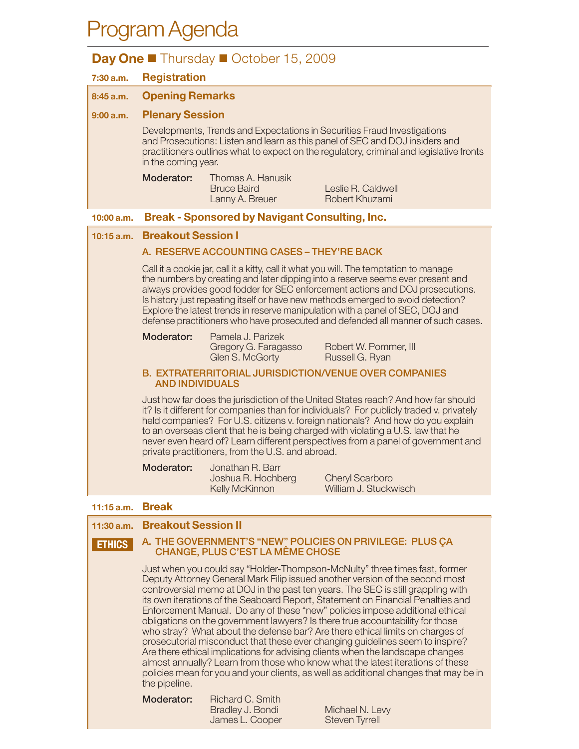# Program Agenda

## Day One ■ Thursday ■ October 15, 2009

**7:30 a.m.** **Registration**

**8:45 a.m.** **Opening Remarks**

**9:00 a.m.** **Plenary Session**

Developments, Trends and Expectations in Securities Fraud Investigations and Prosecutions: Listen and learn as this panel of SEC and DOJ insiders and practitioners outlines what to expect on the regulatory, criminal and legislative fronts in the coming year.

**Moderator:** Thomas A. Hanusik
Bruce Baird
Lanny A. Breuer
Leslie R. Caldwell
Robert Khuzami

**10:00 a.m.** **Break - Sponsored by Navigant Consulting, Inc.**

**10:15 a.m.** **Breakout Session I**

### A. RESERVE ACCOUNTING CASES – THEY'RE BACK

Call it a cookie jar, call it a kitty, call it what you will. The temptation to manage the numbers by creating and later dipping into a reserve seems ever present and always provides good fodder for SEC enforcement actions and DOJ prosecutions. Is history just repeating itself or have new methods emerged to avoid detection? Explore the latest trends in reserve manipulation with a panel of SEC, DOJ and defense practitioners who have prosecuted and defended all manner of such cases.

**Moderator:** Pamela J. Parizek
Gregory G. Faragasso
Glen S. McGorty
Robert W. Pommer, III
Russell G. Ryan

### B. EXTRATERRITORIAL JURISDICTION/VENUE OVER COMPANIES AND INDIVIDUALS

Just how far does the jurisdiction of the United States reach? And how far should it? Is it different for companies than for individuals? For publicly traded v. privately held companies? For U.S. citizens v. foreign nationals? And how do you explain to an overseas client that he is being charged with violating a U.S. law that he never even heard of? Learn different perspectives from a panel of government and private practitioners, from the U.S. and abroad.

**Moderator:** Jonathan R. Barr
Joshua R. Hochberg
Kelly McKinnon
Cheryl Scarboro
William J. Stuckwisch

**11:15 a.m.** **Break**

**11:30 a.m.** **Breakout Session II**

**ETHICS**

### A. THE GOVERNMENT'S "NEW" POLICIES ON PRIVILEGE: PLUS ÇA CHANGE, PLUS C'EST LA MÊME CHOSE

Just when you could say "Holder-Thompson-McNulty" three times fast, former Deputy Attorney General Mark Filip issued another version of the second most controversial memo at DOJ in the past ten years. The SEC is still grappling with its own iterations of the Seaboard Report, Statement on Financial Penalties and Enforcement Manual. Do any of these "new" policies impose additional ethical obligations on the government lawyers? Is there true accountability for those who stray? What about the defense bar? Are there ethical limits on charges of prosecutorial misconduct that these ever changing guidelines seem to inspire? Are there ethical implications for advising clients when the landscape changes almost annually? Learn from those who know what the latest iterations of these policies mean for you and your clients, as well as additional changes that may be in the pipeline.

**Moderator:** Richard C. Smith
Bradley J. Bondi
James L. Cooper
Michael N. Levy
Steven Tyrrell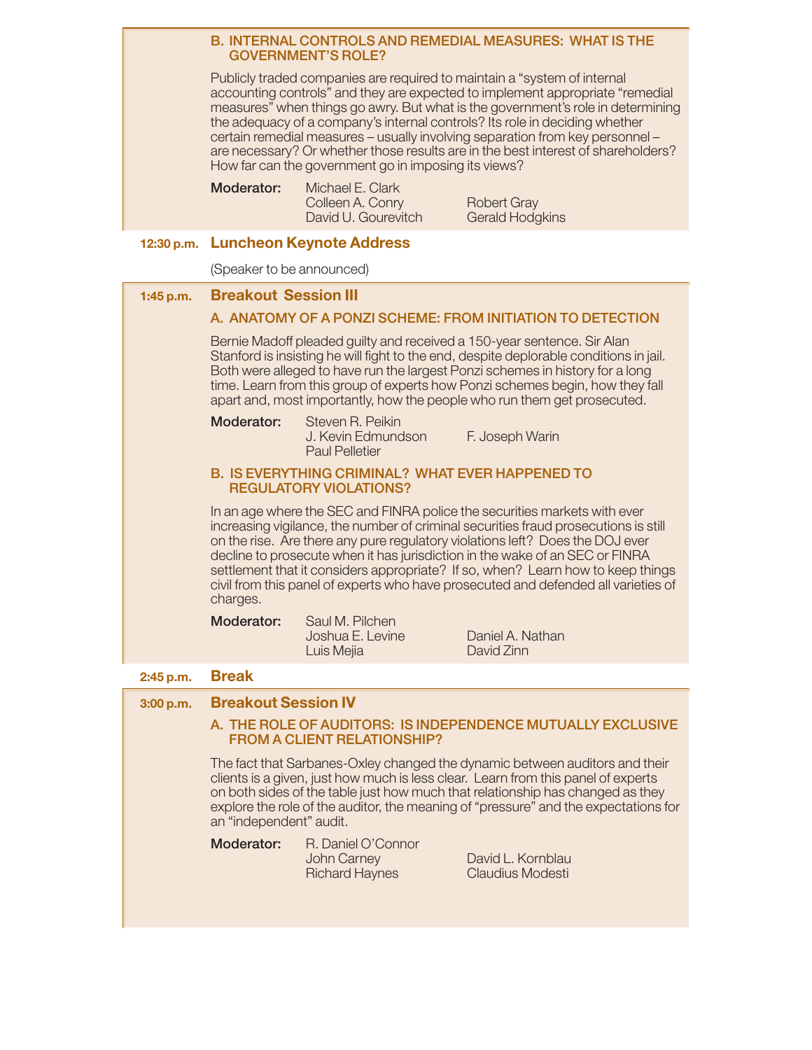### B. INTERNAL CONTROLS AND REMEDIAL MEASURES: WHAT IS THE GOVERNMENT'S ROLE?

Publicly traded companies are required to maintain a "system of internal accounting controls" and they are expected to implement appropriate "remedial measures" when things go awry. But what is the government's role in determining the adequacy of a company's internal controls? Its role in deciding whether certain remedial measures – usually involving separation from key personnel – are necessary? Or whether those results are in the best interest of shareholders? How far can the government go in imposing its views?

**Moderator:** Michael E. Clark

Colleen A. Conry
David U. Gourevitch
Robert Gray
Gerald Hodgkins

## 12:30 p.m. Luncheon Keynote Address

(Speaker to be announced)

## 1:45 p.m. Breakout Session III

### A. ANATOMY OF A PONZI SCHEME: FROM INITIATION TO DETECTION

Bernie Madoff pleaded guilty and received a 150-year sentence. Sir Alan Stanford is insisting he will fight to the end, despite deplorable conditions in jail. Both were alleged to have run the largest Ponzi schemes in history for a long time. Learn from this group of experts how Ponzi schemes begin, how they fall apart and, most importantly, how the people who run them get prosecuted.

**Moderator:** Steven R. Peikin

J. Kevin Edmundson
Paul Pelletier
F. Joseph Warin

### B. IS EVERYTHING CRIMINAL? WHAT EVER HAPPENED TO REGULATORY VIOLATIONS?

In an age where the SEC and FINRA police the securities markets with ever increasing vigilance, the number of criminal securities fraud prosecutions is still on the rise. Are there any pure regulatory violations left? Does the DOJ ever decline to prosecute when it has jurisdiction in the wake of an SEC or FINRA settlement that it considers appropriate? If so, when? Learn how to keep things civil from this panel of experts who have prosecuted and defended all varieties of charges.

**Moderator:** Saul M. Pilchen

Joshua E. Levine
Luis Mejia
Daniel A. Nathan
David Zinn

## 2:45 p.m. Break

## 3:00 p.m. Breakout Session IV

### A. THE ROLE OF AUDITORS: IS INDEPENDENCE MUTUALLY EXCLUSIVE FROM A CLIENT RELATIONSHIP?

The fact that Sarbanes-Oxley changed the dynamic between auditors and their clients is a given, just how much is less clear. Learn from this panel of experts on both sides of the table just how much that relationship has changed as they explore the role of the auditor, the meaning of "pressure" and the expectations for an "independent" audit.

**Moderator:** R. Daniel O'Connor

John Carney
Richard Haynes
David L. Kornblau
Claudius Modesti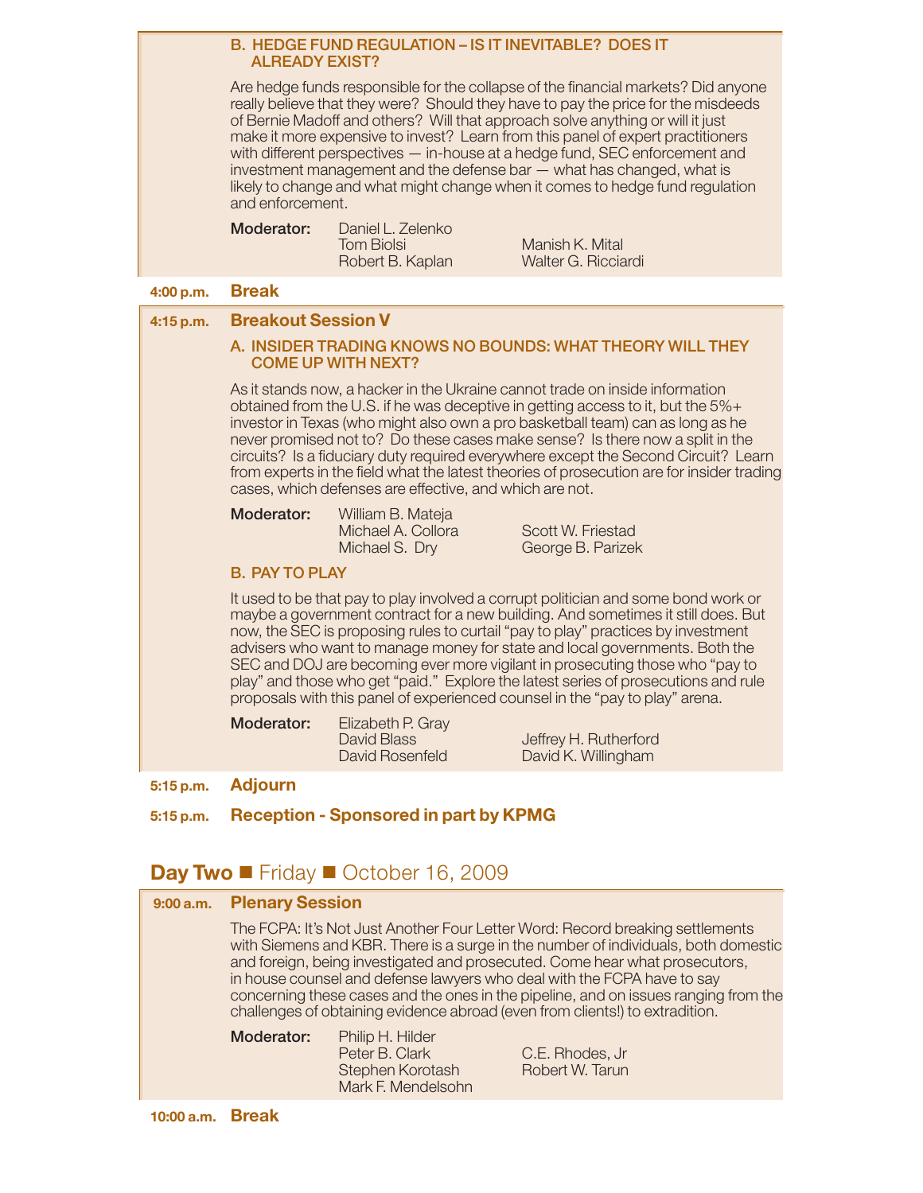### B. HEDGE FUND REGULATION – IS IT INEVITABLE? DOES IT ALREADY EXIST?

Are hedge funds responsible for the collapse of the financial markets? Did anyone really believe that they were? Should they have to pay the price for the misdeeds of Bernie Madoff and others? Will that approach solve anything or will it just make it more expensive to invest? Learn from this panel of expert practitioners with different perspectives — in-house at a hedge fund, SEC enforcement and investment management and the defense bar — what has changed, what is likely to change and what might change when it comes to hedge fund regulation and enforcement.

**Moderator:** Daniel L. Zelenko
Tom Biolsi
Robert B. Kaplan
Manish K. Mital
Walter G. Ricciardi

**4:00 p.m. Break**

**4:15 p.m. Breakout Session V**

### A. INSIDER TRADING KNOWS NO BOUNDS: WHAT THEORY WILL THEY COME UP WITH NEXT?

As it stands now, a hacker in the Ukraine cannot trade on inside information obtained from the U.S. if he was deceptive in getting access to it, but the 5%+ investor in Texas (who might also own a pro basketball team) can as long as he never promised not to? Do these cases make sense? Is there now a split in the circuits? Is a fiduciary duty required everywhere except the Second Circuit? Learn from experts in the field what the latest theories of prosecution are for insider trading cases, which defenses are effective, and which are not.

**Moderator:** William B. Mateja
Michael A. Collora
Michael S. Dry
Scott W. Friestad
George B. Parizek

### B. PAY TO PLAY

It used to be that pay to play involved a corrupt politician and some bond work or maybe a government contract for a new building. And sometimes it still does. But now, the SEC is proposing rules to curtail "pay to play" practices by investment advisers who want to manage money for state and local governments. Both the SEC and DOJ are becoming ever more vigilant in prosecuting those who "pay to play" and those who get "paid." Explore the latest series of prosecutions and rule proposals with this panel of experienced counsel in the "pay to play" arena.

**Moderator:** Elizabeth P. Gray
David Blass
David Rosenfeld
Jeffrey H. Rutherford
David K. Willingham

**5:15 p.m. Adjourn**

**5:15 p.m. Reception - Sponsored in part by KPMG**

## Day Two ■ Friday ■ October 16, 2009

**9:00 a.m. Plenary Session**

The FCPA: It's Not Just Another Four Letter Word: Record breaking settlements with Siemens and KBR. There is a surge in the number of individuals, both domestic and foreign, being investigated and prosecuted. Come hear what prosecutors, in house counsel and defense lawyers who deal with the FCPA have to say concerning these cases and the ones in the pipeline, and on issues ranging from the challenges of obtaining evidence abroad (even from clients!) to extradition.

**Moderator:** Philip H. Hilder
Peter B. Clark
Stephen Korotash
Mark F. Mendelsohn
C.E. Rhodes, Jr
Robert W. Tarun

**10:00 a.m. Break**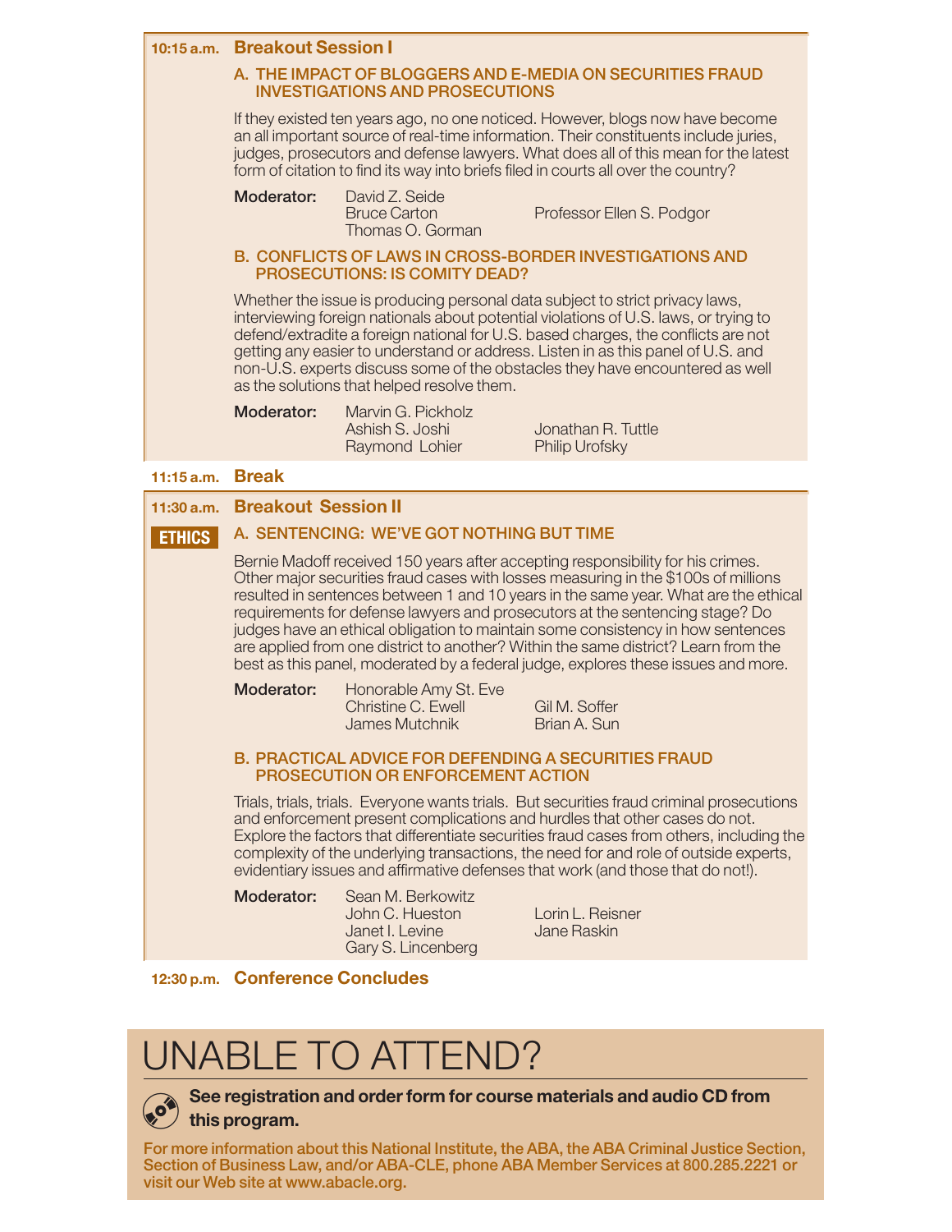**10:15 a.m.** **Breakout Session I**

### A. THE IMPACT OF BLOGGERS AND E-MEDIA ON SECURITIES FRAUD INVESTIGATIONS AND PROSECUTIONS

If they existed ten years ago, no one noticed. However, blogs now have become an all important source of real-time information. Their constituents include juries, judges, prosecutors and defense lawyers. What does all of this mean for the latest form of citation to find its way into briefs filed in courts all over the country?

**Moderator:** David Z. Seide

Bruce Carton
Thomas O. Gorman
Professor Ellen S. Podgor

### B. CONFLICTS OF LAWS IN CROSS-BORDER INVESTIGATIONS AND PROSECUTIONS: IS COMITY DEAD?

Whether the issue is producing personal data subject to strict privacy laws, interviewing foreign nationals about potential violations of U.S. laws, or trying to defend/extradite a foreign national for U.S. based charges, the conflicts are not getting any easier to understand or address. Listen in as this panel of U.S. and non-U.S. experts discuss some of the obstacles they have encountered as well as the solutions that helped resolve them.

**Moderator:** Marvin G. Pickholz

Ashish S. Joshi
Raymond Lohier
Jonathan R. Tuttle
Philip Urofsky

**11:15 a.m.** **Break**

**11:30 a.m.** **Breakout Session II**

**ETHICS**

### A. SENTENCING: WE'VE GOT NOTHING BUT TIME

Bernie Madoff received 150 years after accepting responsibility for his crimes. Other major securities fraud cases with losses measuring in the $100s of millions resulted in sentences between 1 and 10 years in the same year. What are the ethical requirements for defense lawyers and prosecutors at the sentencing stage? Do judges have an ethical obligation to maintain some consistency in how sentences are applied from one district to another? Within the same district? Learn from the best as this panel, moderated by a federal judge, explores these issues and more.

**Moderator:** Honorable Amy St. Eve

Christine C. Ewell
James Mutchnik
Gil M. Soffer
Brian A. Sun

### B. PRACTICAL ADVICE FOR DEFENDING A SECURITIES FRAUD PROSECUTION OR ENFORCEMENT ACTION

Trials, trials, trials. Everyone wants trials. But securities fraud criminal prosecutions and enforcement present complications and hurdles that other cases do not. Explore the factors that differentiate securities fraud cases from others, including the complexity of the underlying transactions, the need for and role of outside experts, evidentiary issues and affirmative defenses that work (and those that do not!).

**Moderator:** Sean M. Berkowitz

John C. Hueston
Janet I. Levine
Gary S. Lincenberg
Lorin L. Reisner
Jane Raskin

**12:30 p.m.** **Conference Concludes**

# UNABLE TO ATTEND?

**See registration and order form for course materials and audio CD from this program.**

**For more information about this National Institute, the ABA, the ABA Criminal Justice Section, Section of Business Law, and/or ABA-CLE, phone ABA Member Services at 800.285.2221 or visit our Web site at www.abacle.org.**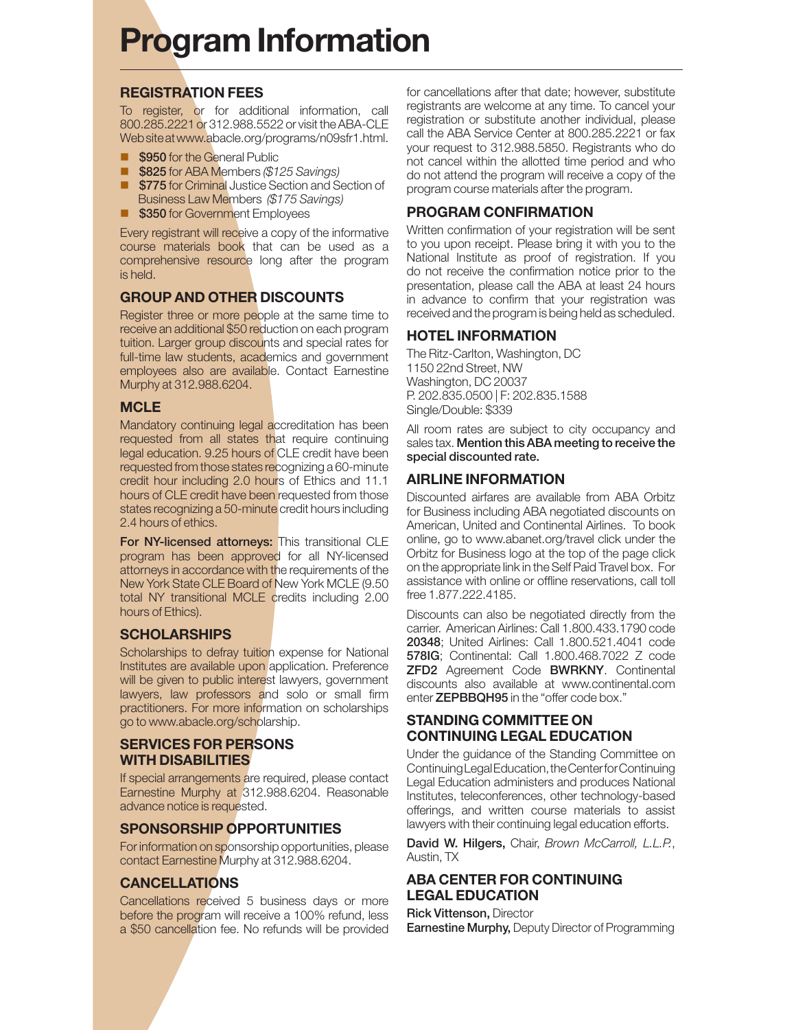# Program Information

## REGISTRATION FEES

To register, or for additional information, call 800.285.2221 or 312.988.5522 or visit the ABA-CLE Web site at www.abacle.org/programs/n09sfr1.html.

- **$950** for the General Public
- **$825** for ABA Members *($125 Savings)*
- **$775** for Criminal Justice Section and Section of Business Law Members *($175 Savings)*
- **$350** for Government Employees

Every registrant will receive a copy of the informative course materials book that can be used as a comprehensive resource long after the program is held.

## GROUP AND OTHER DISCOUNTS

Register three or more people at the same time to receive an additional $50 reduction on each program tuition. Larger group discounts and special rates for full-time law students, academics and government employees also are available. Contact Earnestine Murphy at 312.988.6204.

## MCLE

Mandatory continuing legal accreditation has been requested from all states that require continuing legal education. 9.25 hours of CLE credit have been requested from those states recognizing a 60-minute credit hour including 2.0 hours of Ethics and 11.1 hours of CLE credit have been requested from those states recognizing a 50-minute credit hours including 2.4 hours of ethics.

**For NY-licensed attorneys:** This transitional CLE program has been approved for all NY-licensed attorneys in accordance with the requirements of the New York State CLE Board of New York MCLE (9.50 total NY transitional MCLE credits including 2.00 hours of Ethics).

## SCHOLARSHIPS

Scholarships to defray tuition expense for National Institutes are available upon application. Preference will be given to public interest lawyers, government lawyers, law professors and solo or small firm practitioners. For more information on scholarships go to www.abacle.org/scholarship.

## SERVICES FOR PERSONS WITH DISABILITIES

If special arrangements are required, please contact Earnestine Murphy at 312.988.6204. Reasonable advance notice is requested.

## SPONSORSHIP OPPORTUNITIES

For information on sponsorship opportunities, please contact Earnestine Murphy at 312.988.6204.

## CANCELLATIONS

Cancellations received 5 business days or more before the program will receive a 100% refund, less a $50 cancellation fee. No refunds will be provided for cancellations after that date; however, substitute registrants are welcome at any time. To cancel your registration or substitute another individual, please call the ABA Service Center at 800.285.2221 or fax your request to 312.988.5850. Registrants who do not cancel within the allotted time period and who do not attend the program will receive a copy of the program course materials after the program.

## PROGRAM CONFIRMATION

Written confirmation of your registration will be sent to you upon receipt. Please bring it with you to the National Institute as proof of registration. If you do not receive the confirmation notice prior to the presentation, please call the ABA at least 24 hours in advance to confirm that your registration was received and the program is being held as scheduled.

## HOTEL INFORMATION

The Ritz-Carlton, Washington, DC
1150 22nd Street, NW
Washington, DC 20037
P. 202.835.0500 | F: 202.835.1588
Single/Double: $339

All room rates are subject to city occupancy and sales tax. **Mention this ABA meeting to receive the special discounted rate.**

## AIRLINE INFORMATION

Discounted airfares are available from ABA Orbitz for Business including ABA negotiated discounts on American, United and Continental Airlines. To book online, go to www.abanet.org/travel click under the Orbitz for Business logo at the top of the page click on the appropriate link in the Self Paid Travel box. For assistance with online or offline reservations, call toll free 1.877.222.4185.

Discounts can also be negotiated directly from the carrier. American Airlines: Call 1.800.433.1790 code **20348**; United Airlines: Call 1.800.521.4041 code **578IG**; Continental: Call 1.800.468.7022 Z code **ZFD2** Agreement Code **BWRKNY**. Continental discounts also available at www.continental.com enter **ZEPBBQH95** in the "offer code box."

## STANDING COMMITTEE ON CONTINUING LEGAL EDUCATION

Under the guidance of the Standing Committee on Continuing Legal Education, the Center for Continuing Legal Education administers and produces National Institutes, teleconferences, other technology-based offerings, and written course materials to assist lawyers with their continuing legal education efforts.

**David W. Hilgers,** Chair, *Brown McCarroll, L.L.P.*, Austin, TX

## ABA CENTER FOR CONTINUING LEGAL EDUCATION

**Rick Vittenson,** Director
**Earnestine Murphy,** Deputy Director of Programming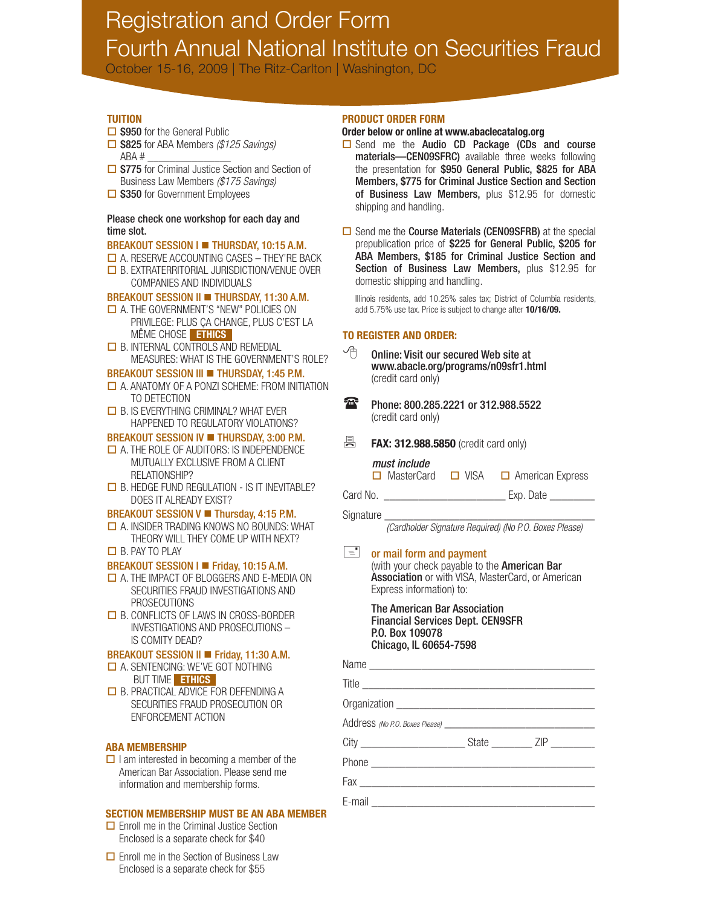# Registration and Order Form

## Fourth Annual National Institute on Securities Fraud

October 15-16, 2009 | The Ritz-Carlton | Washington, DC

### TUITION

- ☐ **$950** for the General Public
- ☐ **$825** for ABA Members *($125 Savings)*
  ABA # _______________
- ☐ **$775** for Criminal Justice Section and Section of Business Law Members *($175 Savings)*
- ☐ **$350** for Government Employees

**Please check one workshop for each day and time slot.**

**BREAKOUT SESSION I ■ THURSDAY, 10:15 A.M.**

- ☐ A. RESERVE ACCOUNTING CASES – THEY'RE BACK
- ☐ B. EXTRATERRITORIAL JURISDICTION/VENUE OVER COMPANIES AND INDIVIDUALS

**BREAKOUT SESSION II ■ THURSDAY, 11:30 A.M.**

- ☐ A. THE GOVERNMENT'S "NEW" POLICIES ON PRIVILEGE: PLUS ÇA CHANGE, PLUS C'EST LA MÊME CHOSE **ETHICS**
- ☐ B. INTERNAL CONTROLS AND REMEDIAL MEASURES: WHAT IS THE GOVERNMENT'S ROLE?

**BREAKOUT SESSION III ■ THURSDAY, 1:45 P.M.**

- ☐ A. ANATOMY OF A PONZI SCHEME: FROM INITIATION TO DETECTION
- ☐ B. IS EVERYTHING CRIMINAL? WHAT EVER HAPPENED TO REGULATORY VIOLATIONS?

**BREAKOUT SESSION IV ■ THURSDAY, 3:00 P.M.**

- ☐ A. THE ROLE OF AUDITORS: IS INDEPENDENCE MUTUALLY EXCLUSIVE FROM A CLIENT RELATIONSHIP?
- ☐ B. HEDGE FUND REGULATION - IS IT INEVITABLE? DOES IT ALREADY EXIST?

**BREAKOUT SESSION V ■ Thursday, 4:15 P.M.**

- ☐ A. INSIDER TRADING KNOWS NO BOUNDS: WHAT THEORY WILL THEY COME UP WITH NEXT?
- ☐ B. PAY TO PLAY

**BREAKOUT SESSION I ■ Friday, 10:15 A.M.**

- ☐ A. THE IMPACT OF BLOGGERS AND E-MEDIA ON SECURITIES FRAUD INVESTIGATIONS AND PROSECUTIONS
- ☐ B. CONFLICTS OF LAWS IN CROSS-BORDER INVESTIGATIONS AND PROSECUTIONS – IS COMITY DEAD?

**BREAKOUT SESSION II ■ Friday, 11:30 A.M.**

- ☐ A. SENTENCING: WE'VE GOT NOTHING BUT TIME **ETHICS**
- ☐ B. PRACTICAL ADVICE FOR DEFENDING A SECURITIES FRAUD PROSECUTION OR ENFORCEMENT ACTION

### ABA MEMBERSHIP

- ☐ I am interested in becoming a member of the American Bar Association. Please send me information and membership forms.

### SECTION MEMBERSHIP MUST BE AN ABA MEMBER

- ☐ Enroll me in the Criminal Justice Section
  Enclosed is a separate check for $40
- ☐ Enroll me in the Section of Business Law
  Enclosed is a separate check for $55

### PRODUCT ORDER FORM

**Order below or online at www.abaclecatalog.org**

- ☐ Send me the **Audio CD Package (CDs and course materials—CEN09SFRC)** available three weeks following the presentation for **$950 General Public, $825 for ABA Members, $775 for Criminal Justice Section and Section of Business Law Members,** plus $12.95 for domestic shipping and handling.
- ☐ Send me the **Course Materials (CEN09SFRB)** at the special prepublication price of **$225 for General Public, $205 for ABA Members, $185 for Criminal Justice Section and Section of Business Law Members,** plus $12.95 for domestic shipping and handling.

Illinois residents, add 10.25% sales tax; District of Columbia residents, add 5.75% use tax. Price is subject to change after **10/16/09.**

### TO REGISTER AND ORDER:

**Online: Visit our secured Web site at www.abacle.org/programs/n09sfr1.html**
(credit card only)

**Phone: 800.285.2221 or 312.988.5522**
(credit card only)

**FAX: 312.988.5850** (credit card only)

*must include*
☐ MasterCard ☐ VISA ☐ American Express

Card No. _______________________ Exp. Date ________

Signature ____________________________________
*(Cardholder Signature Required) (No P.O. Boxes Please)*

**or mail form and payment**
(with your check payable to the **American Bar Association** or with VISA, MasterCard, or American Express information) to:

**The American Bar Association**
**Financial Services Dept. CEN9SFR**
**P.O. Box 109078**
**Chicago, IL 60654-7598**

Name ____________________________________

Title ____________________________________

Organization ____________________________________

Address *(No P.O. Boxes Please)* ____________________________

City ___________________ State ________ ZIP ________

Phone ____________________________________

Fax ____________________________________

E-mail ____________________________________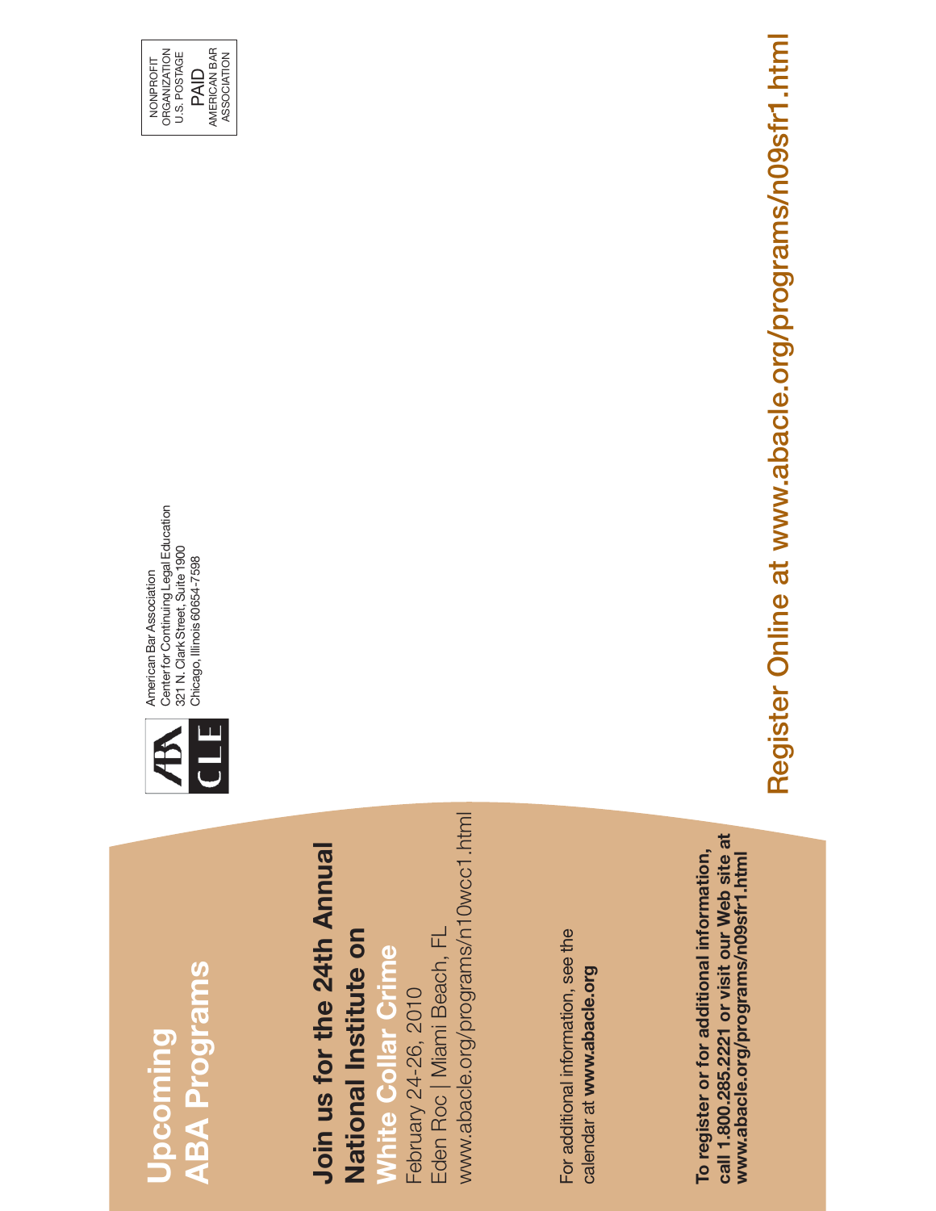# Upcoming ABA Programs

## Join us for the 24th Annual National Institute on White Collar Crime

February 24-26, 2010
Eden Roc | Miami Beach, FL
www.abacle.org/programs/n10wcc1.html

For additional information, see the calendar at **www.abacle.org**

**To register or for additional information, call 1.800.285.2221 or visit our Web site at www.abacle.org/programs/n09sfr1.html**

ABA CLE

American Bar Association
Center for Continuing Legal Education
321 N. Clark Street, Suite 1900
Chicago, Illinois 60654-7598

NONPROFIT ORGANIZATION
U.S. POSTAGE
PAID
AMERICAN BAR ASSOCIATION

**Register Online at www.abacle.org/programs/n09sfr1.html**